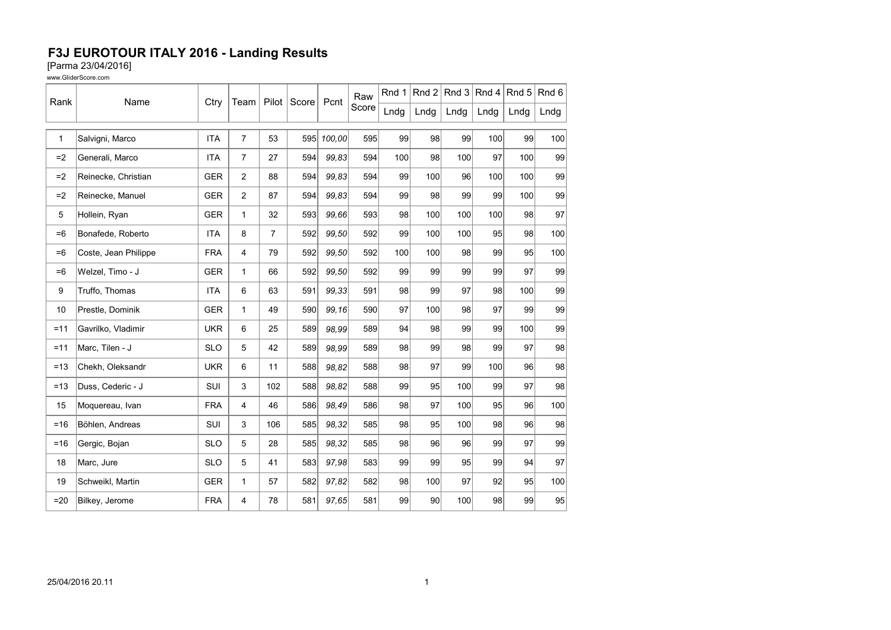# F3J EUROTOUR ITALY 2016 - Landing Results

[Parma 23/04/2016]

www.GliderScore.com

| Rank | Name | Ctry | Team | Pilot | Score | Pcnt | Raw Score | Rnd 1 | Rnd 2 | Rnd 3 | Rnd 4 | Rnd 5 | Rnd 6 |
|---|---|---|---|---|---|---|---|---|---|---|---|---|---|
| | | | | | | | | Lndg | Lndg | Lndg | Lndg | Lndg | Lndg |
| 1 | Salvigni, Marco | ITA | 7 | 53 | 595 | *100,00* | 595 | 99 | 98 | 99 | 100 | 99 | 100 |
| =2 | Generali, Marco | ITA | 7 | 27 | 594 | *99,83* | 594 | 100 | 98 | 100 | 97 | 100 | 99 |
| =2 | Reinecke, Christian | GER | 2 | 88 | 594 | *99,83* | 594 | 99 | 100 | 96 | 100 | 100 | 99 |
| =2 | Reinecke, Manuel | GER | 2 | 87 | 594 | *99,83* | 594 | 99 | 98 | 99 | 99 | 100 | 99 |
| 5 | Hollein, Ryan | GER | 1 | 32 | 593 | *99,66* | 593 | 98 | 100 | 100 | 100 | 98 | 97 |
| =6 | Bonafede, Roberto | ITA | 8 | 7 | 592 | *99,50* | 592 | 99 | 100 | 100 | 95 | 98 | 100 |
| =6 | Coste, Jean Philippe | FRA | 4 | 79 | 592 | *99,50* | 592 | 100 | 100 | 98 | 99 | 95 | 100 |
| =6 | Welzel, Timo - J | GER | 1 | 66 | 592 | *99,50* | 592 | 99 | 99 | 99 | 99 | 97 | 99 |
| 9 | Truffo, Thomas | ITA | 6 | 63 | 591 | *99,33* | 591 | 98 | 99 | 97 | 98 | 100 | 99 |
| 10 | Prestle, Dominik | GER | 1 | 49 | 590 | *99,16* | 590 | 97 | 100 | 98 | 97 | 99 | 99 |
| =11 | Gavrilko, Vladimir | UKR | 6 | 25 | 589 | *98,99* | 589 | 94 | 98 | 99 | 99 | 100 | 99 |
| =11 | Marc, Tilen - J | SLO | 5 | 42 | 589 | *98,99* | 589 | 98 | 99 | 98 | 99 | 97 | 98 |
| =13 | Chekh, Oleksandr | UKR | 6 | 11 | 588 | *98,82* | 588 | 98 | 97 | 99 | 100 | 96 | 98 |
| =13 | Duss, Cederic - J | SUI | 3 | 102 | 588 | *98,82* | 588 | 99 | 95 | 100 | 99 | 97 | 98 |
| 15 | Moquereau, Ivan | FRA | 4 | 46 | 586 | *98,49* | 586 | 98 | 97 | 100 | 95 | 96 | 100 |
| =16 | Böhlen, Andreas | SUI | 3 | 106 | 585 | *98,32* | 585 | 98 | 95 | 100 | 98 | 96 | 98 |
| =16 | Gergic, Bojan | SLO | 5 | 28 | 585 | *98,32* | 585 | 98 | 96 | 96 | 99 | 97 | 99 |
| 18 | Marc, Jure | SLO | 5 | 41 | 583 | *97,98* | 583 | 99 | 99 | 95 | 99 | 94 | 97 |
| 19 | Schweikl, Martin | GER | 1 | 57 | 582 | *97,82* | 582 | 98 | 100 | 97 | 92 | 95 | 100 |
| =20 | Bilkey, Jerome | FRA | 4 | 78 | 581 | *97,65* | 581 | 99 | 90 | 100 | 98 | 99 | 95 |

25/04/2016 20.11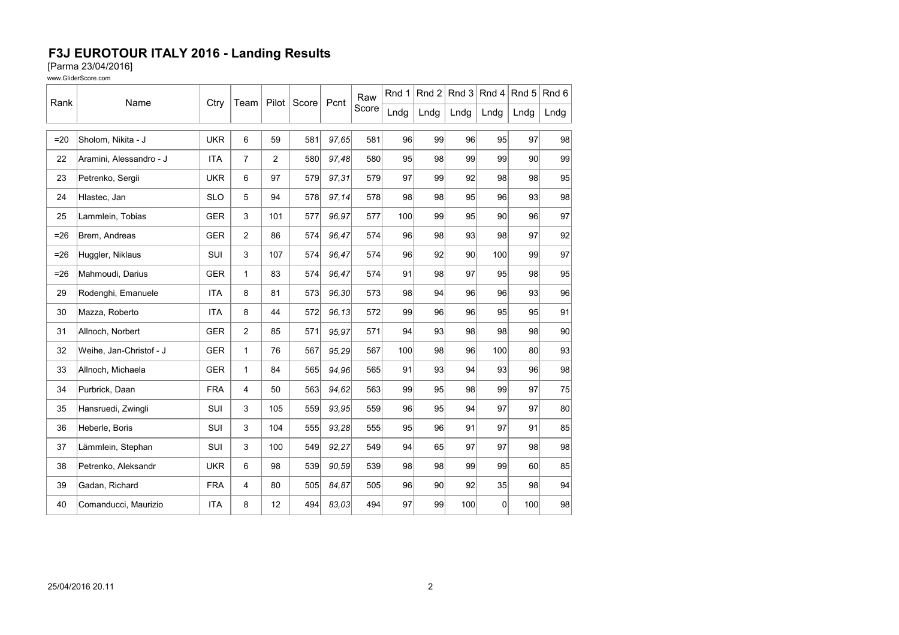# F3J EUROTOUR ITALY 2016 - Landing Results

[Parma 23/04/2016]

www.GliderScore.com

| Rank | Name | Ctry | Team | Pilot | Score | Pcnt | Raw Score | Rnd 1 | Rnd 2 | Rnd 3 | Rnd 4 | Rnd 5 | Rnd 6 |
|---|---|---|---|---|---|---|---|---|---|---|---|---|---|
| | | | | | | | | Lndg | Lndg | Lndg | Lndg | Lndg | Lndg |
| =20 | Sholom, Nikita - J | UKR | 6 | 59 | 581 | *97,65* | 581 | 96 | 99 | 96 | 95 | 97 | 98 |
| 22 | Aramini, Alessandro - J | ITA | 7 | 2 | 580 | *97,48* | 580 | 95 | 98 | 99 | 99 | 90 | 99 |
| 23 | Petrenko, Sergii | UKR | 6 | 97 | 579 | *97,31* | 579 | 97 | 99 | 92 | 98 | 98 | 95 |
| 24 | Hlastec, Jan | SLO | 5 | 94 | 578 | *97,14* | 578 | 98 | 98 | 95 | 96 | 93 | 98 |
| 25 | Lammlein, Tobias | GER | 3 | 101 | 577 | *96,97* | 577 | 100 | 99 | 95 | 90 | 96 | 97 |
| =26 | Brem, Andreas | GER | 2 | 86 | 574 | *96,47* | 574 | 96 | 98 | 93 | 98 | 97 | 92 |
| =26 | Huggler, Niklaus | SUI | 3 | 107 | 574 | *96,47* | 574 | 96 | 92 | 90 | 100 | 99 | 97 |
| =26 | Mahmoudi, Darius | GER | 1 | 83 | 574 | *96,47* | 574 | 91 | 98 | 97 | 95 | 98 | 95 |
| 29 | Rodenghi, Emanuele | ITA | 8 | 81 | 573 | *96,30* | 573 | 98 | 94 | 96 | 96 | 93 | 96 |
| 30 | Mazza, Roberto | ITA | 8 | 44 | 572 | *96,13* | 572 | 99 | 96 | 96 | 95 | 95 | 91 |
| 31 | Allnoch, Norbert | GER | 2 | 85 | 571 | *95,97* | 571 | 94 | 93 | 98 | 98 | 98 | 90 |
| 32 | Weihe, Jan-Christof - J | GER | 1 | 76 | 567 | *95,29* | 567 | 100 | 98 | 96 | 100 | 80 | 93 |
| 33 | Allnoch, Michaela | GER | 1 | 84 | 565 | *94,96* | 565 | 91 | 93 | 94 | 93 | 96 | 98 |
| 34 | Purbrick, Daan | FRA | 4 | 50 | 563 | *94,62* | 563 | 99 | 95 | 98 | 99 | 97 | 75 |
| 35 | Hansruedi, Zwingli | SUI | 3 | 105 | 559 | *93,95* | 559 | 96 | 95 | 94 | 97 | 97 | 80 |
| 36 | Heberle, Boris | SUI | 3 | 104 | 555 | *93,28* | 555 | 95 | 96 | 91 | 97 | 91 | 85 |
| 37 | Lämmlein, Stephan | SUI | 3 | 100 | 549 | *92,27* | 549 | 94 | 65 | 97 | 97 | 98 | 98 |
| 38 | Petrenko, Aleksandr | UKR | 6 | 98 | 539 | *90,59* | 539 | 98 | 98 | 99 | 99 | 60 | 85 |
| 39 | Gadan, Richard | FRA | 4 | 80 | 505 | *84,87* | 505 | 96 | 90 | 92 | 35 | 98 | 94 |
| 40 | Comanducci, Maurizio | ITA | 8 | 12 | 494 | *83,03* | 494 | 97 | 99 | 100 | 0 | 100 | 98 |

25/04/2016 20.11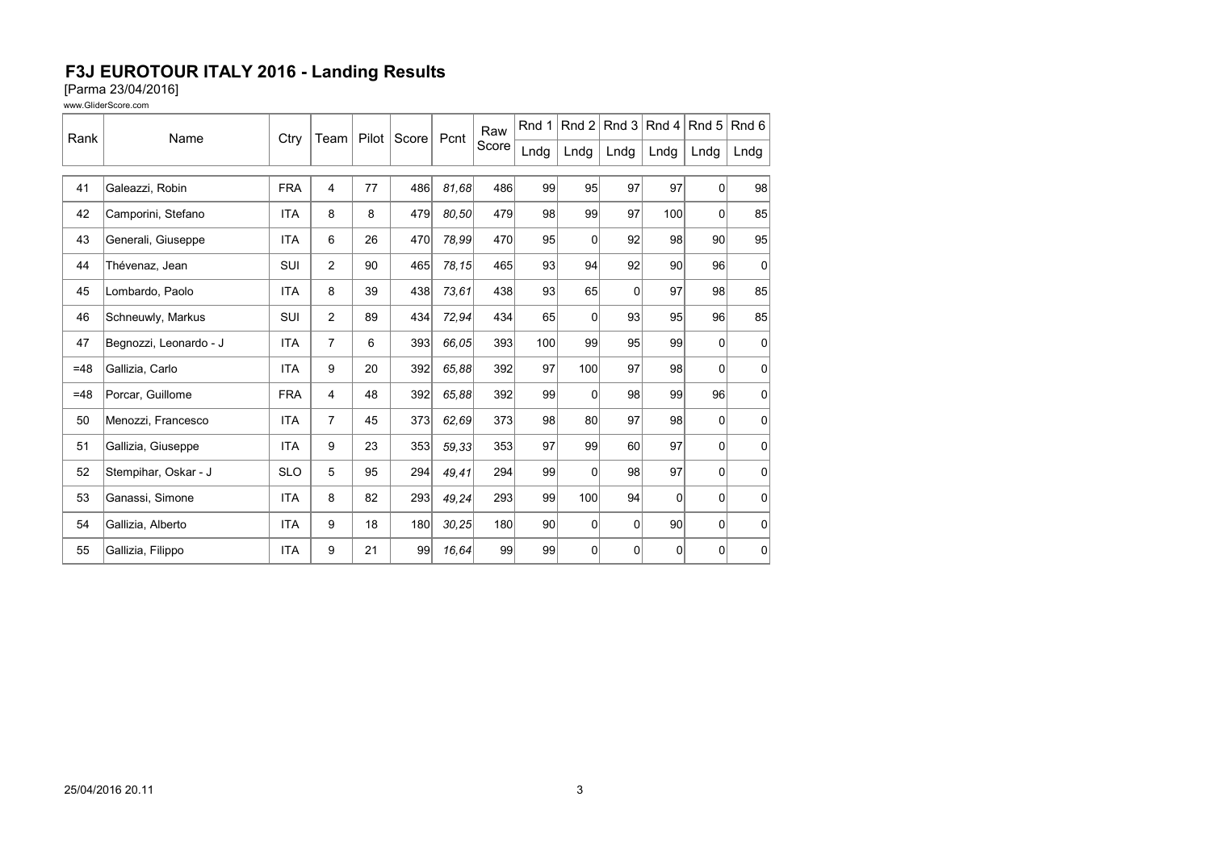# F3J EUROTOUR ITALY 2016 - Landing Results

[Parma 23/04/2016]

www.GliderScore.com

| Rank | Name | Ctry | Team | Pilot | Score | Pcnt | Raw Score | Rnd 1 | Rnd 2 | Rnd 3 | Rnd 4 | Rnd 5 | Rnd 6 |
|---|---|---|---|---|---|---|---|---|---|---|---|---|---|
| | | | | | | | | Lndg | Lndg | Lndg | Lndg | Lndg | Lndg |
| 41 | Galeazzi, Robin | FRA | 4 | 77 | 486 | *81,68* | 486 | 99 | 95 | 97 | 97 | 0 | 98 |
| 42 | Camporini, Stefano | ITA | 8 | 8 | 479 | *80,50* | 479 | 98 | 99 | 97 | 100 | 0 | 85 |
| 43 | Generali, Giuseppe | ITA | 6 | 26 | 470 | *78,99* | 470 | 95 | 0 | 92 | 98 | 90 | 95 |
| 44 | Thévenaz, Jean | SUI | 2 | 90 | 465 | *78,15* | 465 | 93 | 94 | 92 | 90 | 96 | 0 |
| 45 | Lombardo, Paolo | ITA | 8 | 39 | 438 | *73,61* | 438 | 93 | 65 | 0 | 97 | 98 | 85 |
| 46 | Schneuwly, Markus | SUI | 2 | 89 | 434 | *72,94* | 434 | 65 | 0 | 93 | 95 | 96 | 85 |
| 47 | Begnozzi, Leonardo - J | ITA | 7 | 6 | 393 | *66,05* | 393 | 100 | 99 | 95 | 99 | 0 | 0 |
| =48 | Gallizia, Carlo | ITA | 9 | 20 | 392 | *65,88* | 392 | 97 | 100 | 97 | 98 | 0 | 0 |
| =48 | Porcar, Guillome | FRA | 4 | 48 | 392 | *65,88* | 392 | 99 | 0 | 98 | 99 | 96 | 0 |
| 50 | Menozzi, Francesco | ITA | 7 | 45 | 373 | *62,69* | 373 | 98 | 80 | 97 | 98 | 0 | 0 |
| 51 | Gallizia, Giuseppe | ITA | 9 | 23 | 353 | *59,33* | 353 | 97 | 99 | 60 | 97 | 0 | 0 |
| 52 | Stempihar, Oskar - J | SLO | 5 | 95 | 294 | *49,41* | 294 | 99 | 0 | 98 | 97 | 0 | 0 |
| 53 | Ganassi, Simone | ITA | 8 | 82 | 293 | *49,24* | 293 | 99 | 100 | 94 | 0 | 0 | 0 |
| 54 | Gallizia, Alberto | ITA | 9 | 18 | 180 | *30,25* | 180 | 90 | 0 | 0 | 90 | 0 | 0 |
| 55 | Gallizia, Filippo | ITA | 9 | 21 | 99 | *16,64* | 99 | 99 | 0 | 0 | 0 | 0 | 0 |

25/04/2016 20.11